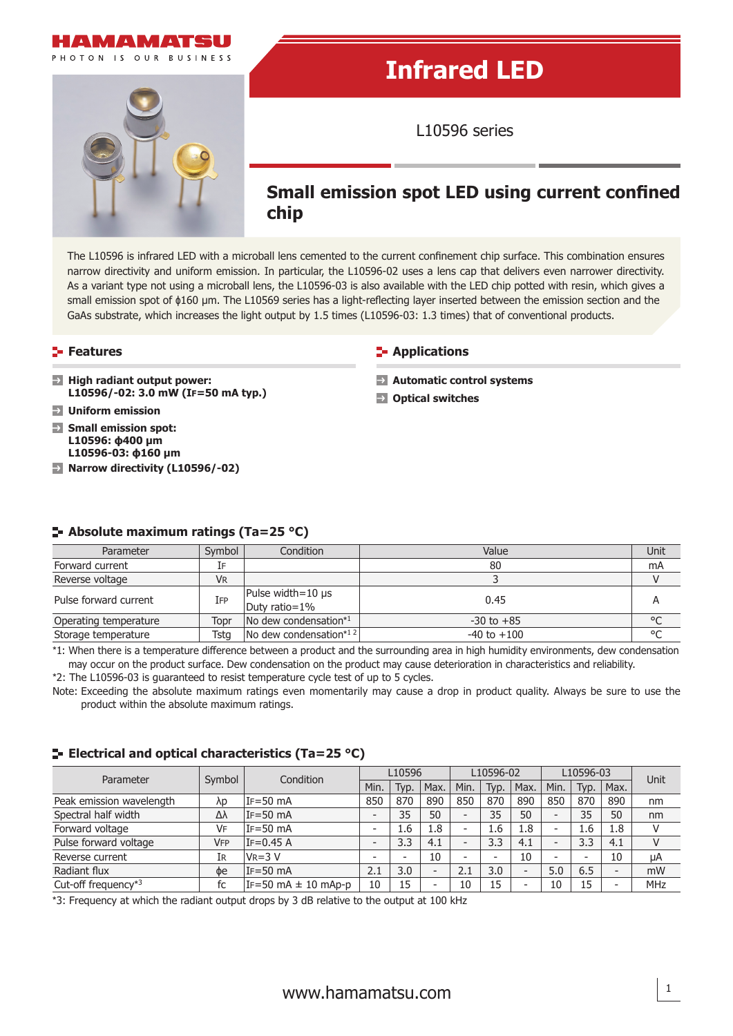HAMAMATSU

PHOTON IS OUR BUSINESS

# Infrared LED

L10596 series

## Small emission spot LED using current confined chip

The L10596 is infrared LED with a microball lens cemented to the current confinement chip surface. This combination ensures narrow directivity and uniform emission. In particular, the L10596-02 uses a lens cap that delivers even narrower directivity. As a variant type not using a microball lens, the L10596-03 is also available with the LED chip potted with resin, which gives a small emission spot of ϕ160 µm. The L10569 series has a light-reflecting layer inserted between the emission section and the GaAs substrate, which increases the light output by 1.5 times (L10596-03: 1.3 times) that of conventional products.

### Features

- **High radiant output power:**
  **L10596/-02: 3.0 mW (IF=50 mA typ.)**
- **Uniform emission**
- **Small emission spot:**
  **L10596: ϕ400 µm**
  **L10596-03: ϕ160 µm**
- **Narrow directivity (L10596/-02)**

### Applications

- **Automatic control systems**
- **Optical switches**

### Absolute maximum ratings (Ta=25 °C)

| Parameter | Symbol | Condition | Value | Unit |
|---|---|---|---|---|
| Forward current | IF | | 80 | mA |
| Reverse voltage | VR | | 3 | V |
| Pulse forward current | IFP | Pulse width=10 µs Duty ratio=1% | 0.45 | A |
| Operating temperature | Topr | No dew condensation*1 | -30 to +85 | °C |
| Storage temperature | Tstg | No dew condensation*1 2 | -40 to +100 | °C |

*1: When there is a temperature difference between a product and the surrounding area in high humidity environments, dew condensation may occur on the product surface. Dew condensation on the product may cause deterioration in characteristics and reliability.

*2: The L10596-03 is guaranteed to resist temperature cycle test of up to 5 cycles.

Note: Exceeding the absolute maximum ratings even momentarily may cause a drop in product quality. Always be sure to use the product within the absolute maximum ratings.

### Electrical and optical characteristics (Ta=25 °C)

| Parameter | Symbol | Condition | L10596 | | | L10596-02 | | | L10596-03 | | | Unit |
|---|---|---|---|---|---|---|---|---|---|---|---|---|
| | | | Min. | Typ. | Max. | Min. | Typ. | Max. | Min. | Typ. | Max. | |
| Peak emission wavelength | λp | IF=50 mA | 850 | 870 | 890 | 850 | 870 | 890 | 850 | 870 | 890 | nm |
| Spectral half width | Δλ | IF=50 mA | - | 35 | 50 | - | 35 | 50 | - | 35 | 50 | nm |
| Forward voltage | VF | IF=50 mA | - | 1.6 | 1.8 | - | 1.6 | 1.8 | - | 1.6 | 1.8 | V |
| Pulse forward voltage | VFP | IF=0.45 A | - | 3.3 | 4.1 | - | 3.3 | 4.1 | - | 3.3 | 4.1 | V |
| Reverse current | IR | VR=3 V | - | - | 10 | - | - | 10 | - | - | 10 | µA |
| Radiant flux | ϕe | IF=50 mA | 2.1 | 3.0 | - | 2.1 | 3.0 | - | 5.0 | 6.5 | - | mW |
| Cut-off frequency*3 | fc | IF=50 mA ± 10 mAp-p | 10 | 15 | - | 10 | 15 | - | 10 | 15 | - | MHz |

*3: Frequency at which the radiant output drops by 3 dB relative to the output at 100 kHz

www.hamamatsu.com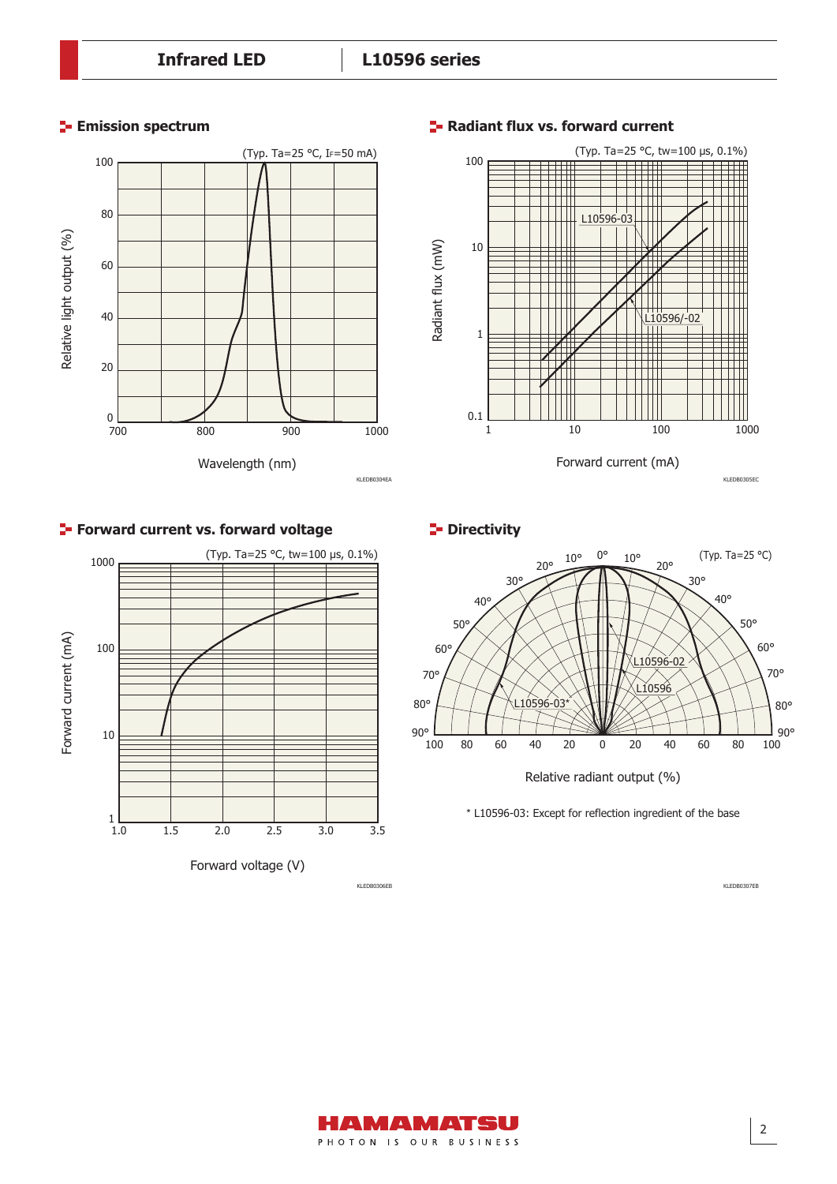## Emission spectrum

(Typ. Ta=25 °C, IF=50 mA)

Relative light output (%)

Wavelength (nm)

KLEDB0304EA

## Radiant flux vs. forward current

(Typ. Ta=25 °C, tw=100 μs, 0.1%)

Radiant flux (mW)

Forward current (mA)

L10596-03

L10596/-02

KLEDB0305EC

## Forward current vs. forward voltage

(Typ. Ta=25 °C, tw=100 μs, 0.1%)

Forward current (mA)

Forward voltage (V)

KLEDB0306EB

## Directivity

(Typ. Ta=25 °C)

L10596-02

L10596

L10596-03*

Relative radiant output (%)

* L10596-03: Except for reflection ingredient of the base

KLEDB0307EB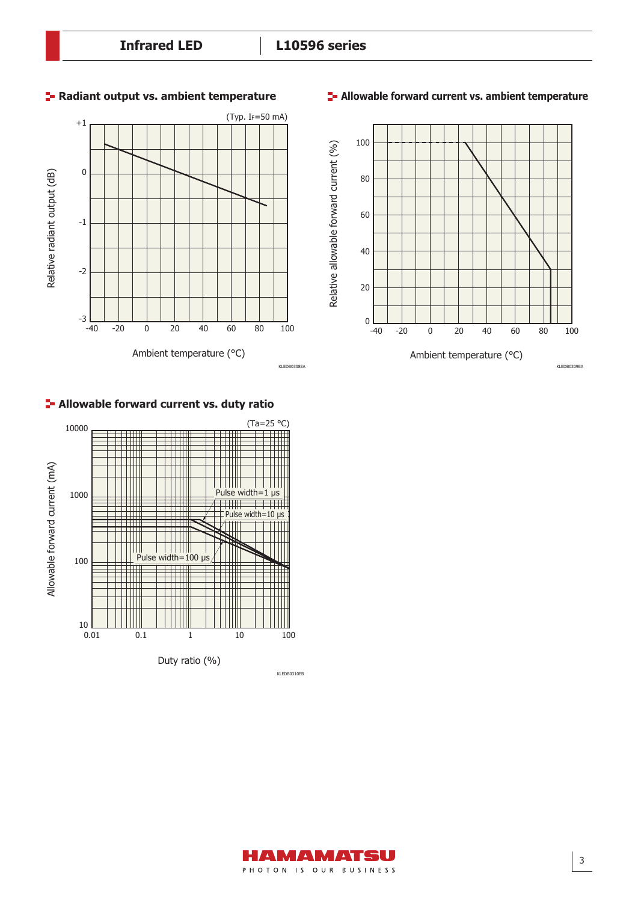## Radiant output vs. ambient temperature

(Typ. IF=50 mA)

Relative radiant output (dB)

Ambient temperature (°C)

KLEDB0308EA

## Allowable forward current vs. ambient temperature

Relative allowable forward current (%)

Ambient temperature (°C)

KLEDB0309EA

## Allowable forward current vs. duty ratio

(Ta=25 °C)

Allowable forward current (mA)

Pulse width=1 μs

Pulse width=10 μs

Pulse width=100 μs

Duty ratio (%)

KLEDB0310EB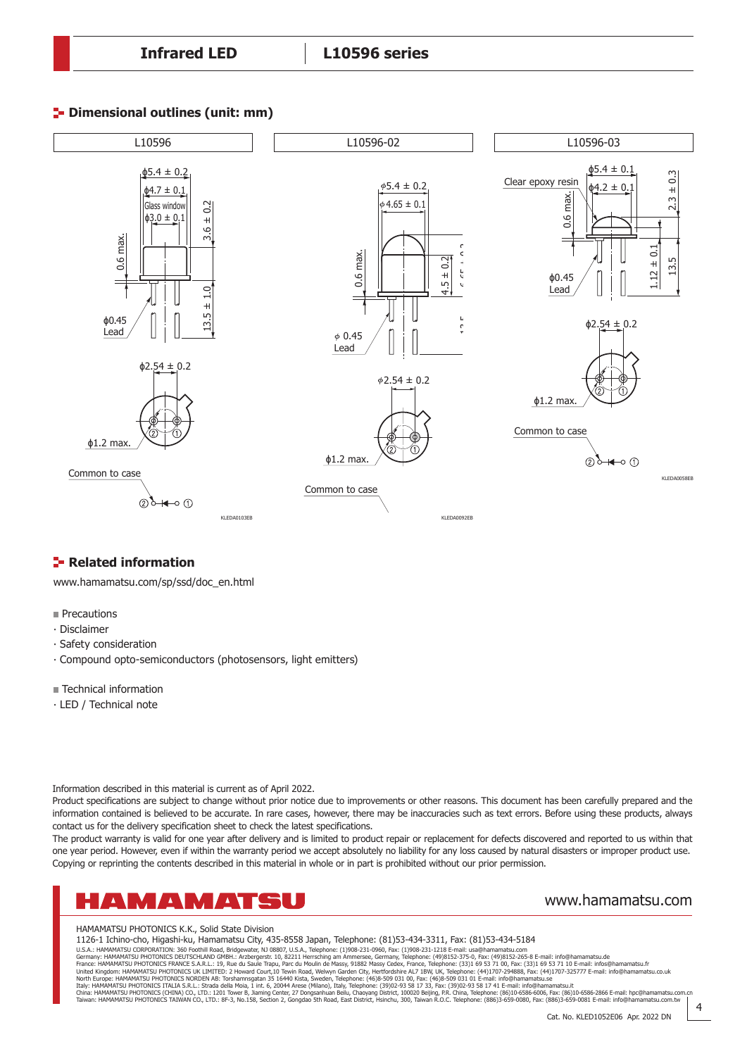## Dimensional outlines (unit: mm)

L10596

ϕ5.4 ± 0.2
ϕ4.7 ± 0.1
Glass window
ϕ3.0 ± 0.1
0.6 max.
3.6 ± 0.2
13.5 ± 1.0
ϕ0.45
Lead
ϕ2.54 ± 0.2
ϕ1.2 max.
Common to case
② ① 
KLEDA0103EB

L10596-02

ϕ5.4 ± 0.2
ϕ4.65 ± 0.1
0.6 max.
4.5 ± 0.2
ϕ 0.45
Lead
ϕ2.54 ± 0.2
ϕ1.2 max.
Common to case
KLEDA0092EB

L10596-03

ϕ5.4 ± 0.1
Clear epoxy resin
ϕ4.2 ± 0.1
2.3 ± 0.3
0.6 max.
ϕ0.45
Lead
1.12 ± 0.1
13.5
ϕ2.54 ± 0.2
ϕ1.2 max.
Common to case
② ①
KLEDA0058EB

## Related information

www.hamamatsu.com/sp/ssd/doc_en.html

- Precautions
- · Disclaimer
- · Safety consideration
- · Compound opto-semiconductors (photosensors, light emitters)

- Technical information
- · LED / Technical note

Information described in this material is current as of April 2022.
Product specifications are subject to change without prior notice due to improvements or other reasons. This document has been carefully prepared and the information contained is believed to be accurate. In rare cases, however, there may be inaccuracies such as text errors. Before using these products, always contact us for the delivery specification sheet to check the latest specifications.
The product warranty is valid for one year after delivery and is limited to product repair or replacement for defects discovered and reported to us within that one year period. However, even if within the warranty period we accept absolutely no liability for any loss caused by natural disasters or improper product use.
Copying or reprinting the contents described in this material in whole or in part is prohibited without our prior permission.

**HAMAMATSU**

www.hamamatsu.com

HAMAMATSU PHOTONICS K.K., Solid State Division
1126-1 Ichino-cho, Higashi-ku, Hamamatsu City, 435-8558 Japan, Telephone: (81)53-434-3311, Fax: (81)53-434-5184
U.S.A.: HAMAMATSU CORPORATION: 360 Foothill Road, Bridgewater, NJ 08807, U.S.A., Telephone: (1)908-231-0960, Fax: (1)908-231-1218 E-mail: usa@hamamatsu.com
Germany: HAMAMATSU PHOTONICS DEUTSCHLAND GMBH.: Arzbergerstr. 10, 82211 Herrsching am Ammersee, Germany, Telephone: (49)8152-375-0, Fax: (49)8152-265-8 E-mail: info@hamamatsu.de
France: HAMAMATSU PHOTONICS FRANCE S.A.R.L.: 19, Rue du Saule Trapu, Parc du Moulin de Massy, 91882 Massy Cedex, France, Telephone: (33)1 69 53 71 00, Fax: (33)1 69 53 71 10 E-mail: infos@hamamatsu.fr
United Kingdom: HAMAMATSU PHOTONICS UK LIMITED: 2 Howard Court,10 Tewin Road, Welwyn Garden City, Hertfordshire AL7 1BW, UK, Telephone: (44)1707-294888, Fax: (44)1707-325777 E-mail: info@hamamatsu.co.uk
North Europe: HAMAMATSU PHOTONICS NORDEN AB: Torshamnsgatan 35 16440 Kista, Sweden, Telephone: (46)8-509 031 00, Fax: (46)8-509 031 01 E-mail: info@hamamatsu.se
Italy: HAMAMATSU PHOTONICS ITALIA S.R.L.: Strada della Moia, 1 int. 6, 20044 Arese (Milano), Italy, Telephone: (39)02-93 58 17 33, Fax: (39)02-93 58 17 41 E-mail: info@hamamatsu.it
China: HAMAMATSU PHOTONICS (CHINA) CO., LTD.: 1201 Tower B, Jiaming Center, 27 Dongsanhuan Beilu, Chaoyang District, 100020 Beijing, P.R. China, Telephone: (86)10-6586-6006, Fax: (86)10-6586-2866 E-mail: hpc@hamamatsu.com.cn
Taiwan: HAMAMATSU PHOTONICS TAIWAN CO., LTD.: 8F-3, No.158, Section 2, Gongdao 5th Road, East District, Hsinchu, 300, Taiwan R.O.C. Telephone: (886)3-659-0080, Fax: (886)3-659-0081 E-mail: info@hamamatsu.com.tw

Cat. No. KLED1052E06 Apr. 2022 DN